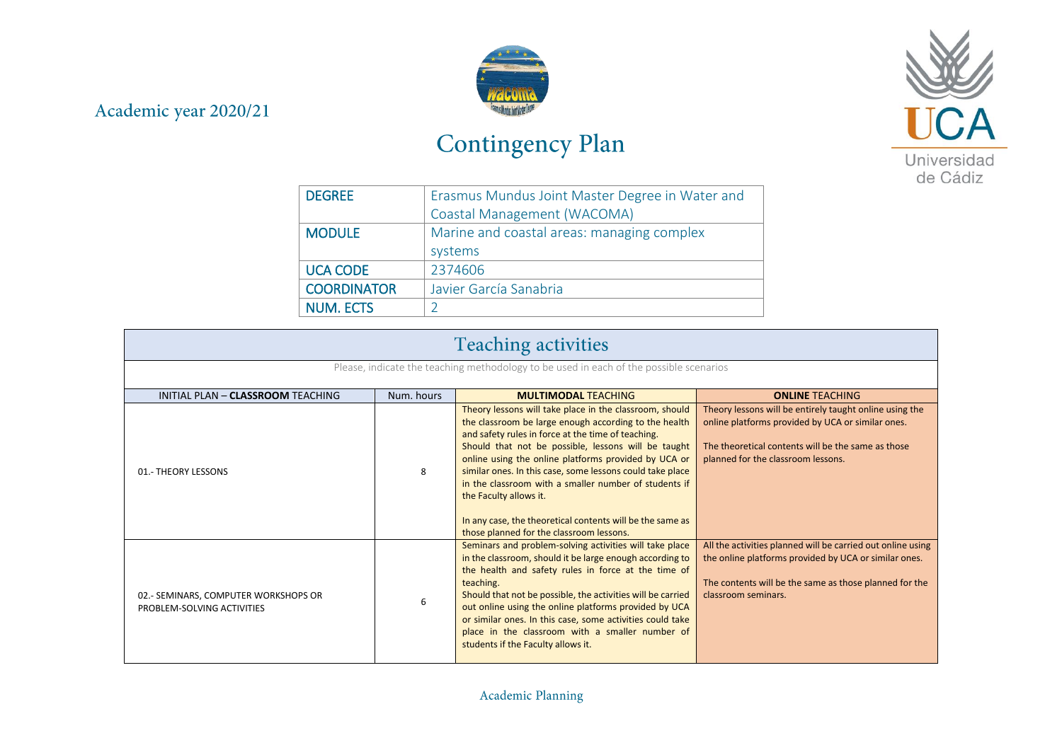Academic year 2020/21

# Contingency Plan

| DEGREE | Erasmus Mundus Joint Master Degree in Water and Coastal Management (WACOMA) |
|---|---|
| MODULE | Marine and coastal areas: managing complex systems |
| UCA CODE | 2374606 |
| COORDINATOR | Javier García Sanabria |
| NUM. ECTS | 2 |

## Teaching activities

Please, indicate the teaching methodology to be used in each of the possible scenarios

| INITIAL PLAN – **CLASSROOM** TEACHING | Num. hours | **MULTIMODAL** TEACHING | **ONLINE** TEACHING |
|---|---|---|---|
| 01.- THEORY LESSONS | 8 | Theory lessons will take place in the classroom, should the classroom be large enough according to the health and safety rules in force at the time of teaching. Should that not be possible, lessons will be taught online using the online platforms provided by UCA or similar ones. In this case, some lessons could take place in the classroom with a smaller number of students if the Faculty allows it.<br><br>In any case, the theoretical contents will be the same as those planned for the classroom lessons. | Theory lessons will be entirely taught online using the online platforms provided by UCA or similar ones.<br><br>The theoretical contents will be the same as those planned for the classroom lessons. |
| 02.- SEMINARS, COMPUTER WORKSHOPS OR PROBLEM-SOLVING ACTIVITIES | 6 | Seminars and problem-solving activities will take place in the classroom, should it be large enough according to the health and safety rules in force at the time of teaching.<br>Should that not be possible, the activities will be carried out online using the online platforms provided by UCA or similar ones. In this case, some activities could take place in the classroom with a smaller number of students if the Faculty allows it. | All the activities planned will be carried out online using the online platforms provided by UCA or similar ones.<br><br>The contents will be the same as those planned for the classroom seminars. |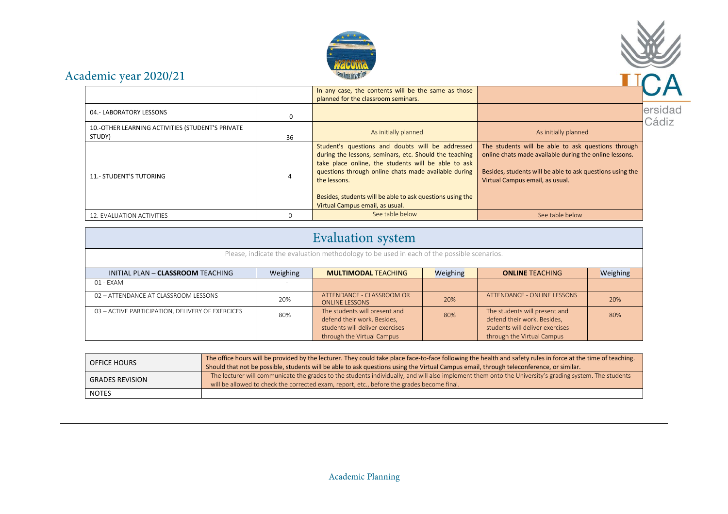| | | | |
|---|---|---|---|
| | | In any case, the contents will be the same as those planned for the classroom seminars. | |
| 04.- LABORATORY LESSONS | 0 | | |
| 10.-OTHER LEARNING ACTIVITIES (STUDENT'S PRIVATE STUDY) | 36 | As initially planned | As initially planned |
| 11.- STUDENT'S TUTORING | 4 | Student's questions and doubts will be addressed during the lessons, seminars, etc. Should the teaching take place online, the students will be able to ask questions through online chats made available during the lessons.<br><br>Besides, students will be able to ask questions using the Virtual Campus email, as usual. | The students will be able to ask questions through online chats made available during the online lessons.<br><br>Besides, students will be able to ask questions using the Virtual Campus email, as usual. |
| 12. EVALUATION ACTIVITIES | 0 | See table below | See table below |

# Evaluation system

Please, indicate the evaluation methodology to be used in each of the possible scenarios.

| INITIAL PLAN – **CLASSROOM** TEACHING | Weighing | **MULTIMODAL** TEACHING | Weighing | **ONLINE** TEACHING | Weighing |
|---|---|---|---|---|---|
| 01 - EXAM | - | | | | |
| 02 – ATTENDANCE AT CLASSROOM LESSONS | 20% | ATTENDANCE - CLASSROOM OR ONLINE LESSONS | 20% | ATTENDANCE - ONLINE LESSONS | 20% |
| 03 – ACTIVE PARTICIPATION, DELIVERY OF EXERCISES | 80% | The students will present and defend their work. Besides, students will deliver exercises through the Virtual Campus | 80% | The students will present and defend their work. Besides, students will deliver exercises through the Virtual Campus | 80% |

| | |
|---|---|
| OFFICE HOURS | The office hours will be provided by the lecturer. They could take place face-to-face following the health and safety rules in force at the time of teaching. Should that not be possible, students will be able to ask questions using the Virtual Campus email, through teleconference, or similar. |
| GRADES REVISION | The lecturer will communicate the grades to the students individually, and will also implement them onto the University's grading system. The students will be allowed to check the corrected exam, report, etc., before the grades become final. |
| NOTES | |